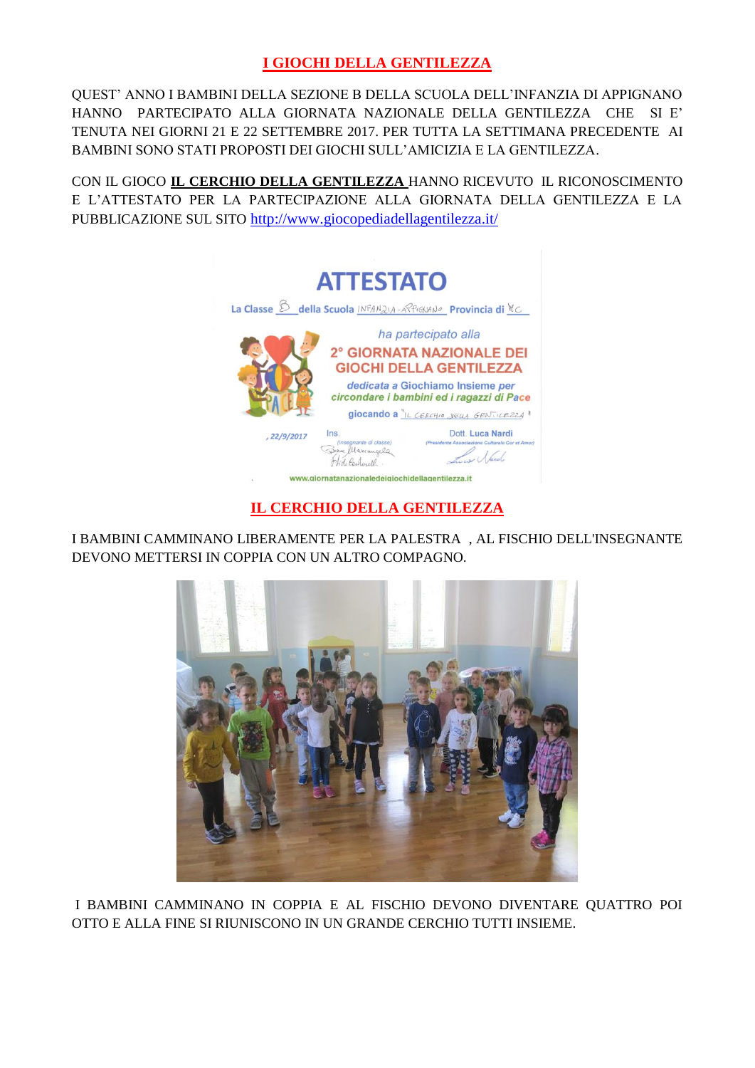# I GIOCHI DELLA GENTILEZZA

QUEST' ANNO I BAMBINI DELLA SEZIONE B DELLA SCUOLA DELL'INFANZIA DI APPIGNANO HANNO PARTECIPATO ALLA GIORNATA NAZIONALE DELLA GENTILEZZA CHE SI E' TENUTA NEI GIORNI 21 E 22 SETTEMBRE 2017. PER TUTTA LA SETTIMANA PRECEDENTE AI BAMBINI SONO STATI PROPOSTI DEI GIOCHI SULL'AMICIZIA E LA GENTILEZZA.

CON IL GIOCO **IL CERCHIO DELLA GENTILEZZA** HANNO RICEVUTO IL RICONOSCIMENTO E L'ATTESTATO PER LA PARTECIPAZIONE ALLA GIORNATA DELLA GENTILEZZA E LA PUBBLICAZIONE SUL SITO http://www.giocopediadellagentilezza.it/

## IL CERCHIO DELLA GENTILEZZA

I BAMBINI CAMMINANO LIBERAMENTE PER LA PALESTRA , AL FISCHIO DELL'INSEGNANTE DEVONO METTERSI IN COPPIA CON UN ALTRO COMPAGNO.

I BAMBINI CAMMINANO IN COPPIA E AL FISCHIO DEVONO DIVENTARE QUATTRO POI OTTO E ALLA FINE SI RIUNISCONO IN UN GRANDE CERCHIO TUTTI INSIEME.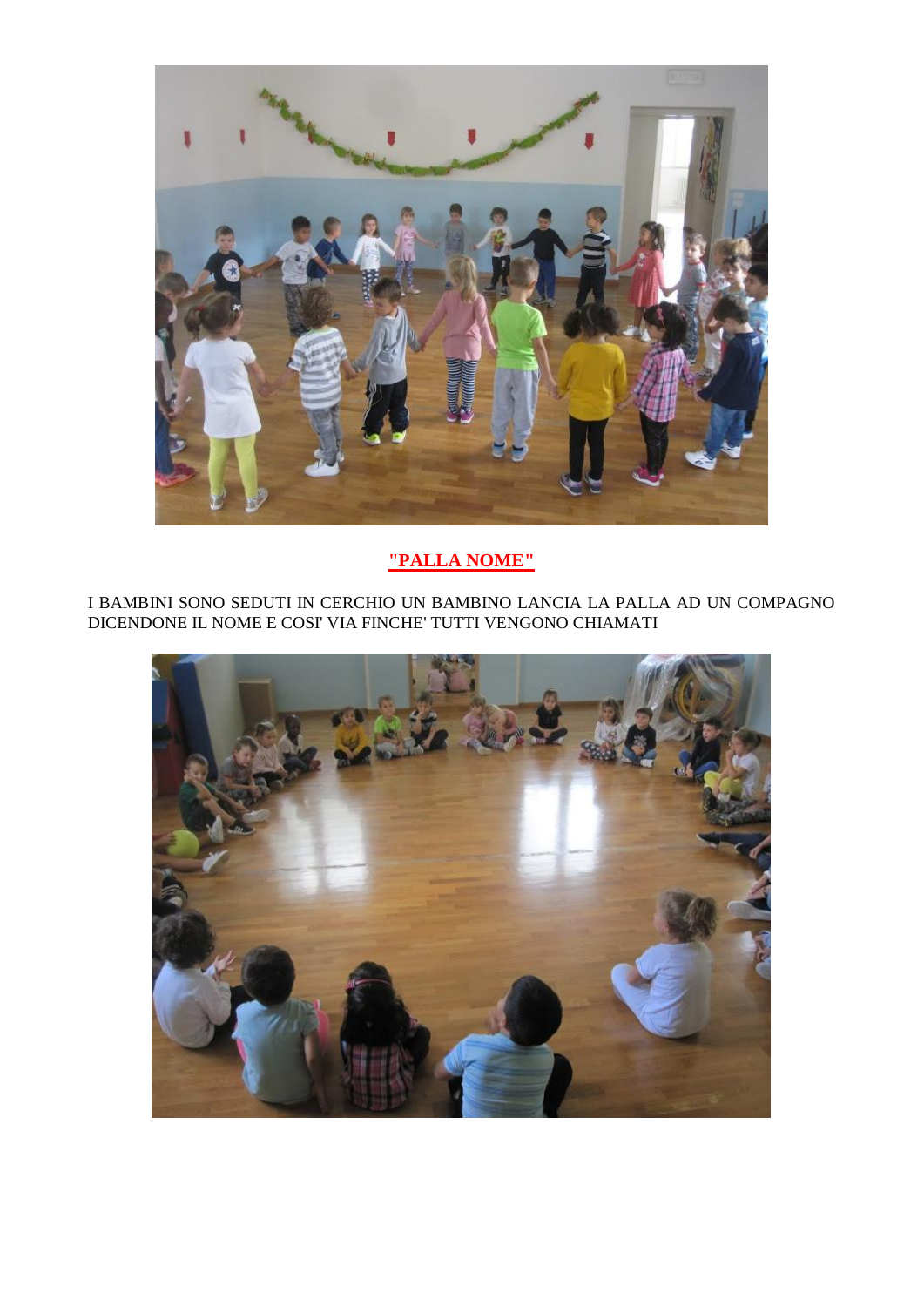**"PALLA NOME"**

I BAMBINI SONO SEDUTI IN CERCHIO UN BAMBINO LANCIA LA PALLA AD UN COMPAGNO DICENDONE IL NOME E COSI' VIA FINCHE' TUTTI VENGONO CHIAMATI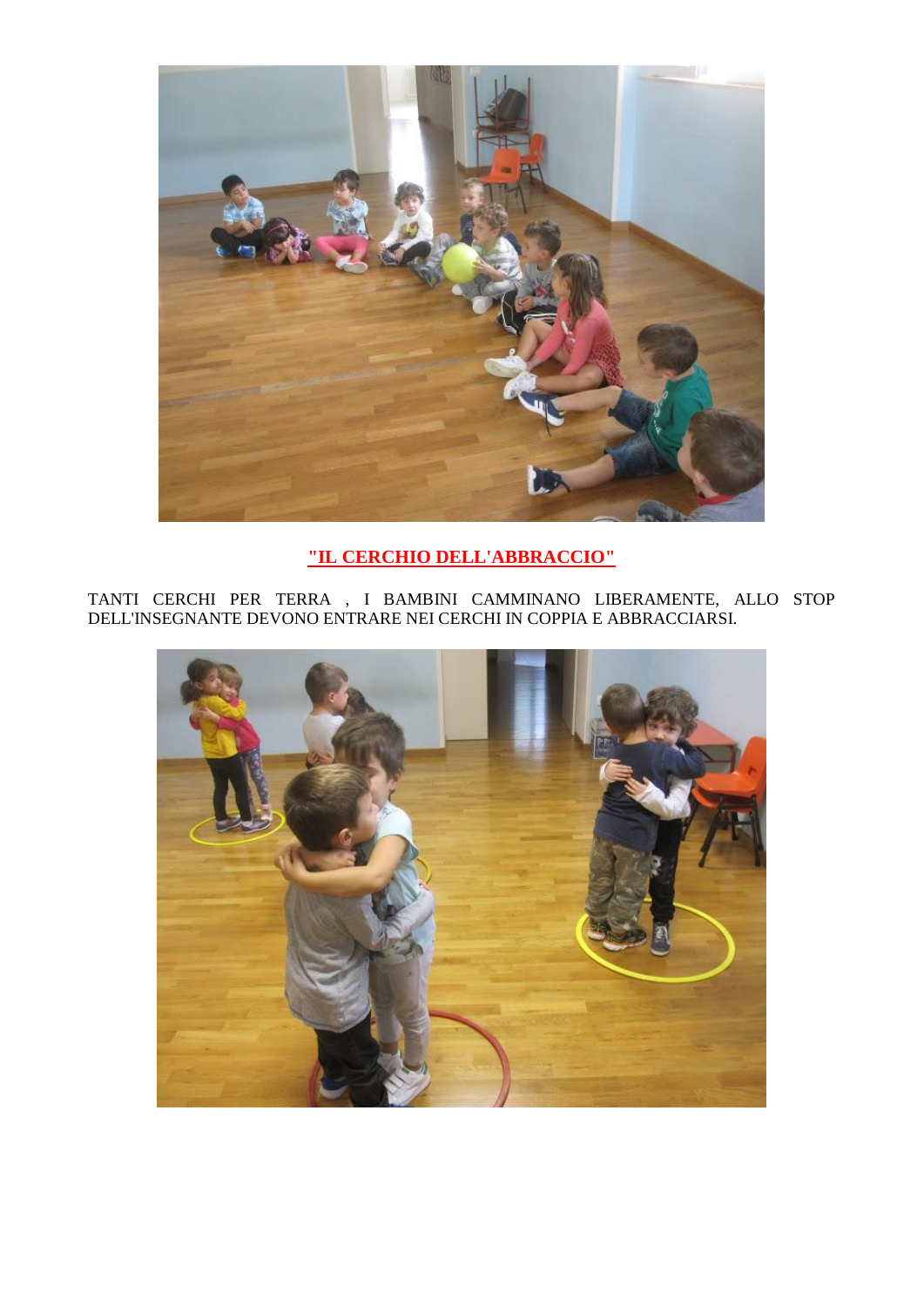**"IL CERCHIO DELL'ABBRACCIO"**

TANTI CERCHI PER TERRA , I BAMBINI CAMMINANO LIBERAMENTE, ALLO STOP DELL'INSEGNANTE DEVONO ENTRARE NEI CERCHI IN COPPIA E ABBRACCIARSI.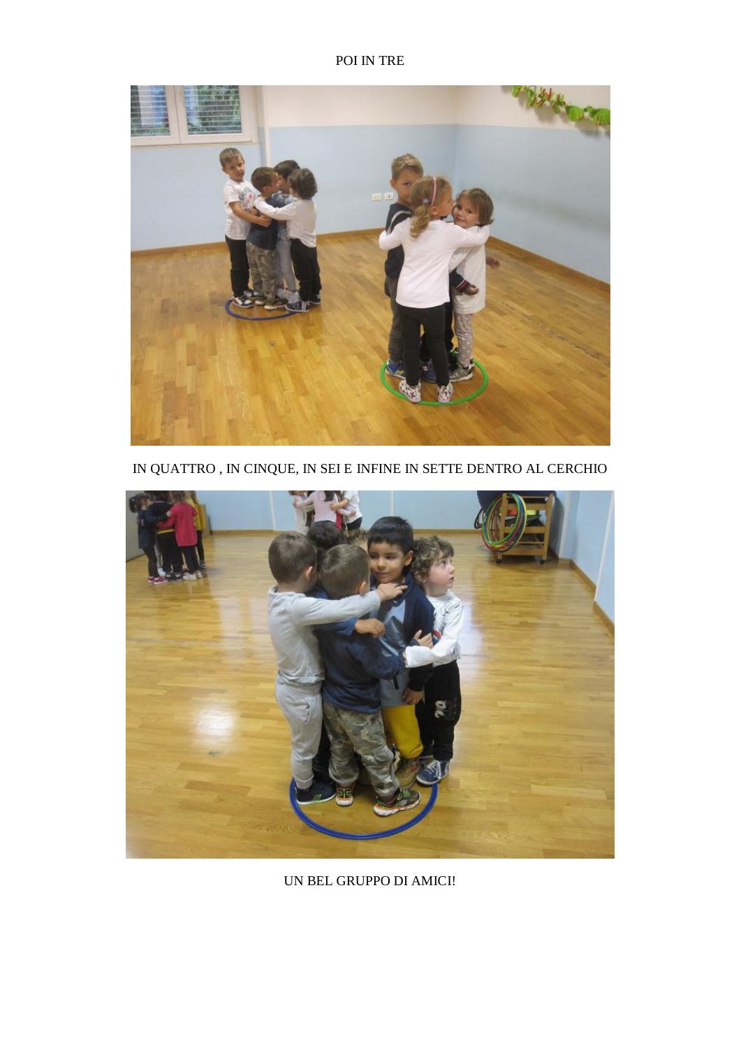POI IN TRE

IN QUATTRO , IN CINQUE, IN SEI E INFINE IN SETTE DENTRO AL CERCHIO

UN BEL GRUPPO DI AMICI!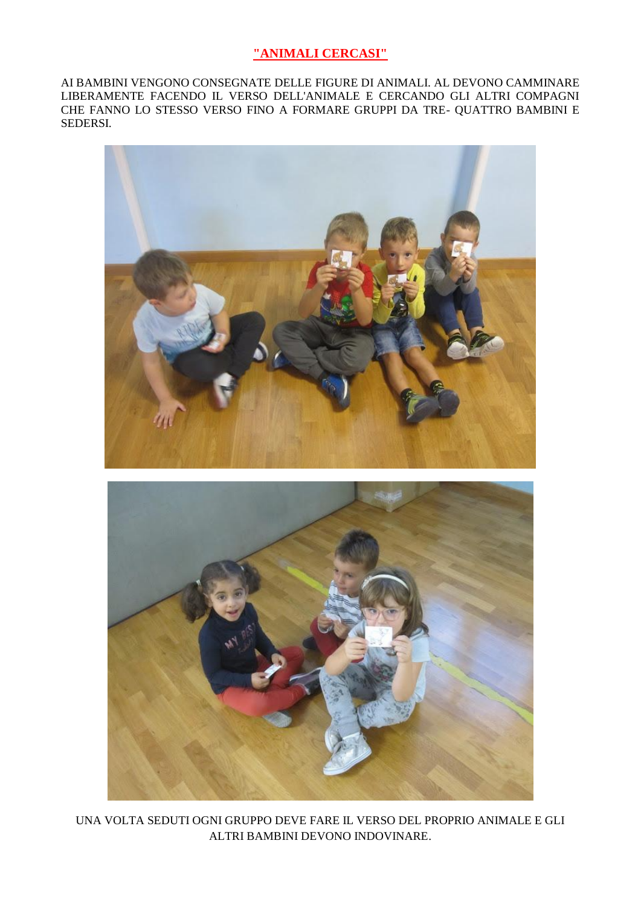# **"ANIMALI CERCASI"**

AI BAMBINI VENGONO CONSEGNATE DELLE FIGURE DI ANIMALI. AL DEVONO CAMMINARE LIBERAMENTE FACENDO IL VERSO DELL'ANIMALE E CERCANDO GLI ALTRI COMPAGNI CHE FANNO LO STESSO VERSO FINO A FORMARE GRUPPI DA TRE- QUATTRO BAMBINI E SEDERSI.

UNA VOLTA SEDUTI OGNI GRUPPO DEVE FARE IL VERSO DEL PROPRIO ANIMALE E GLI ALTRI BAMBINI DEVONO INDOVINARE.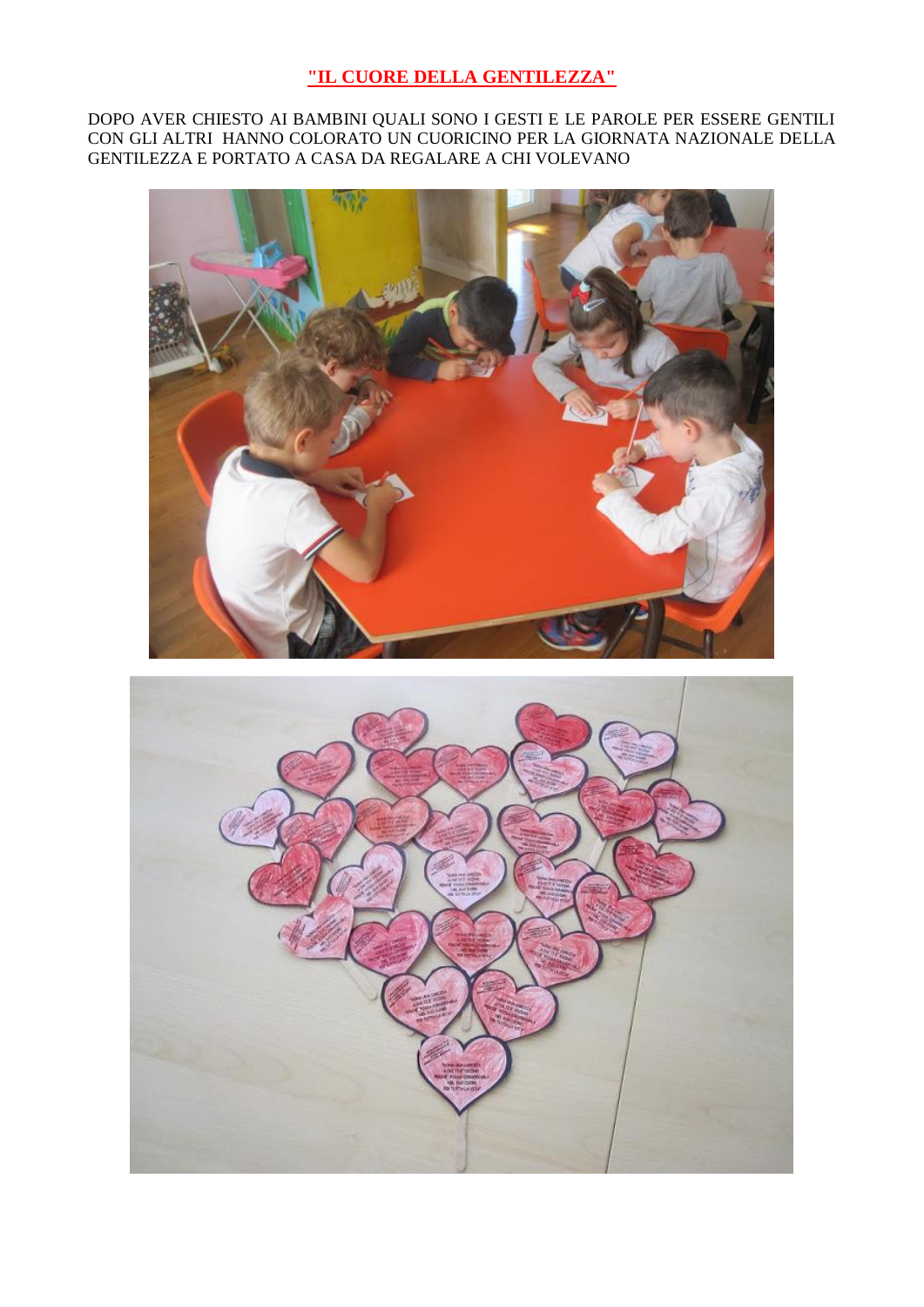**"IL CUORE DELLA GENTILEZZA"**

DOPO AVER CHIESTO AI BAMBINI QUALI SONO I GESTI E LE PAROLE PER ESSERE GENTILI CON GLI ALTRI HANNO COLORATO UN CUORICINO PER LA GIORNATA NAZIONALE DELLA GENTILEZZA E PORTATO A CASA DA REGALARE A CHI VOLEVANO